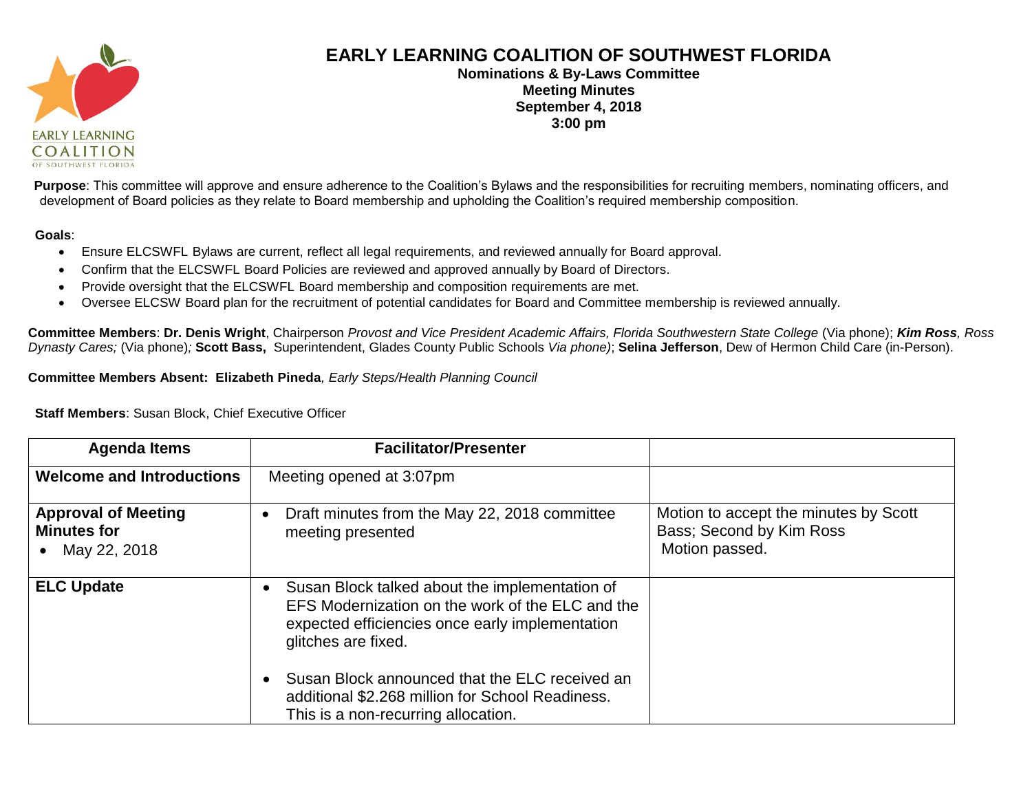# EARLY LEARNING COALITION OF SOUTHWEST FLORIDA

**Nominations & By-Laws Committee**
**Meeting Minutes**
**September 4, 2018**
**3:00 pm**

**Purpose**: This committee will approve and ensure adherence to the Coalition's Bylaws and the responsibilities for recruiting members, nominating officers, and development of Board policies as they relate to Board membership and upholding the Coalition's required membership composition.

**Goals**:

- Ensure ELCSWFL Bylaws are current, reflect all legal requirements, and reviewed annually for Board approval.
- Confirm that the ELCSWFL Board Policies are reviewed and approved annually by Board of Directors.
- Provide oversight that the ELCSWFL Board membership and composition requirements are met.
- Oversee ELCSW Board plan for the recruitment of potential candidates for Board and Committee membership is reviewed annually.

**Committee Members**: **Dr. Denis Wright**, Chairperson *Provost and Vice President Academic Affairs, Florida Southwestern State College* (Via phone); ***Kim Ross**, Ross Dynasty Cares;* (Via phone)*;* **Scott Bass,** Superintendent, Glades County Public Schools *Via phone)*; **Selina Jefferson**, Dew of Hermon Child Care (in-Person).

**Committee Members Absent: Elizabeth Pineda***, Early Steps/Health Planning Council*

**Staff Members**: Susan Block, Chief Executive Officer

| Agenda Items | Facilitator/Presenter | |
|---|---|---|
| **Welcome and Introductions** | Meeting opened at 3:07pm | |
| **Approval of Meeting Minutes for**<br>• May 22, 2018 | • Draft minutes from the May 22, 2018 committee meeting presented | Motion to accept the minutes by Scott Bass; Second by Kim Ross<br>Motion passed. |
| **ELC Update** | • Susan Block talked about the implementation of EFS Modernization on the work of the ELC and the expected efficiencies once early implementation glitches are fixed.<br>• Susan Block announced that the ELC received an additional $2.268 million for School Readiness. This is a non-recurring allocation. | |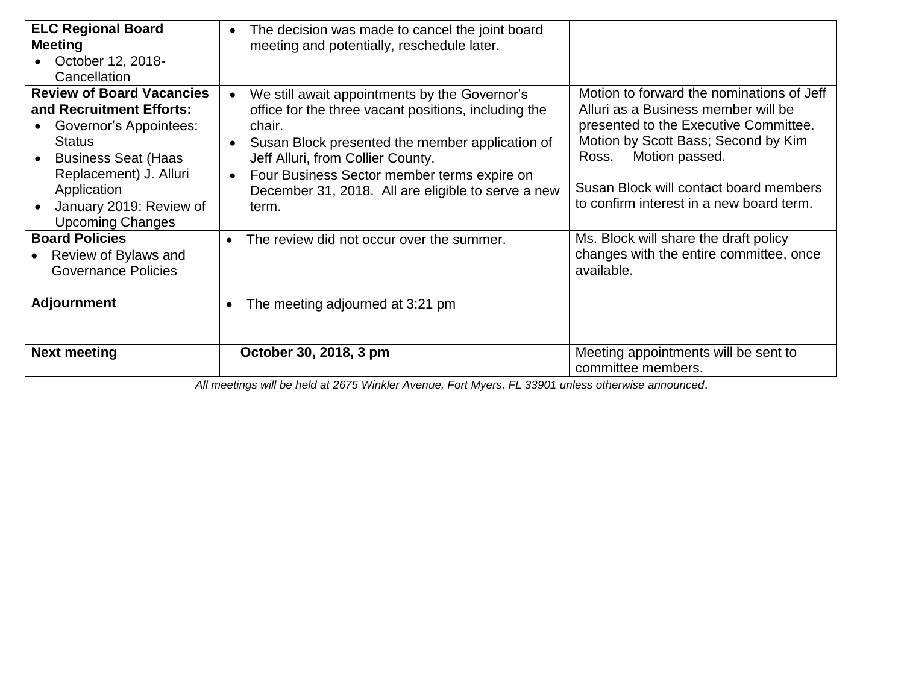| | | |
|---|---|---|
| **ELC Regional Board Meeting**<br>• October 12, 2018-Cancellation | • The decision was made to cancel the joint board meeting and potentially, reschedule later. | |
| **Review of Board Vacancies and Recruitment Efforts:**<br>• Governor's Appointees: Status<br>• Business Seat (Haas Replacement) J. Alluri Application<br>• January 2019: Review of Upcoming Changes | • We still await appointments by the Governor's office for the three vacant positions, including the chair.<br>• Susan Block presented the member application of Jeff Alluri, from Collier County.<br>• Four Business Sector member terms expire on December 31, 2018. All are eligible to serve a new term. | Motion to forward the nominations of Jeff Alluri as a Business member will be presented to the Executive Committee. Motion by Scott Bass; Second by Kim Ross. Motion passed.<br><br>Susan Block will contact board members to confirm interest in a new board term. |
| **Board Policies**<br>• Review of Bylaws and Governance Policies | • The review did not occur over the summer. | Ms. Block will share the draft policy changes with the entire committee, once available. |
| **Adjournment** | • The meeting adjourned at 3:21 pm | |
| | | |
| **Next meeting** | **October 30, 2018, 3 pm** | Meeting appointments will be sent to committee members. |

*All meetings will be held at 2675 Winkler Avenue, Fort Myers, FL 33901 unless otherwise announced.*